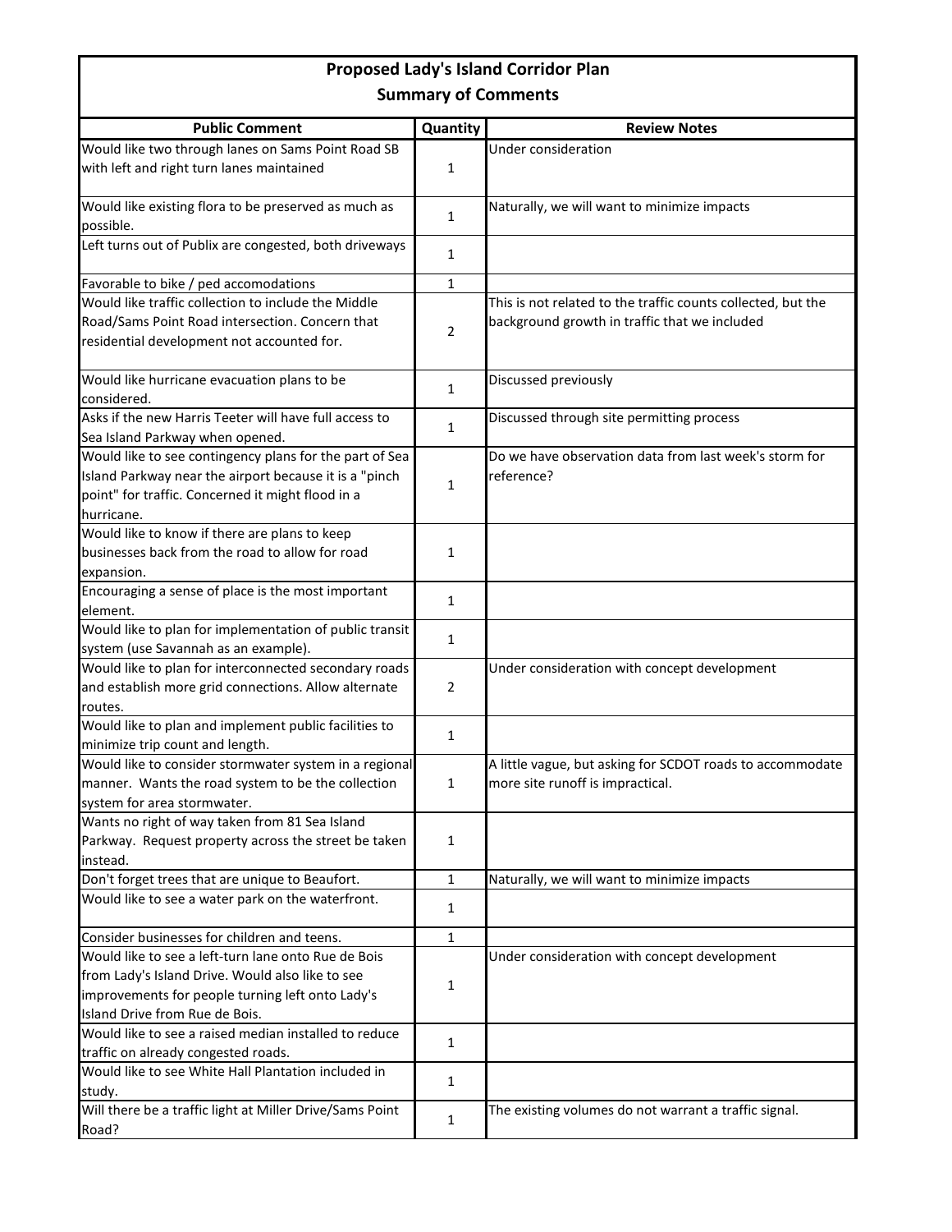# Proposed Lady's Island Corridor Plan

## Summary of Comments

| Public Comment | Quantity | Review Notes |
|---|---|---|
| Would like two through lanes on Sams Point Road SB with left and right turn lanes maintained | 1 | Under consideration |
| Would like existing flora to be preserved as much as possible. | 1 | Naturally, we will want to minimize impacts |
| Left turns out of Publix are congested, both driveways | 1 | |
| Favorable to bike / ped accomodations | 1 | |
| Would like traffic collection to include the Middle Road/Sams Point Road intersection. Concern that residential development not accounted for. | 2 | This is not related to the traffic counts collected, but the background growth in traffic that we included |
| Would like hurricane evacuation plans to be considered. | 1 | Discussed previously |
| Asks if the new Harris Teeter will have full access to Sea Island Parkway when opened. | 1 | Discussed through site permitting process |
| Would like to see contingency plans for the part of Sea Island Parkway near the airport because it is a "pinch point" for traffic. Concerned it might flood in a hurricane. | 1 | Do we have observation data from last week's storm for reference? |
| Would like to know if there are plans to keep businesses back from the road to allow for road expansion. | 1 | |
| Encouraging a sense of place is the most important element. | 1 | |
| Would like to plan for implementation of public transit system (use Savannah as an example). | 1 | |
| Would like to plan for interconnected secondary roads and establish more grid connections. Allow alternate routes. | 2 | Under consideration with concept development |
| Would like to plan and implement public facilities to minimize trip count and length. | 1 | |
| Would like to consider stormwater system in a regional manner. Wants the road system to be the collection system for area stormwater. | 1 | A little vague, but asking for SCDOT roads to accommodate more site runoff is impractical. |
| Wants no right of way taken from 81 Sea Island Parkway. Request property across the street be taken instead. | 1 | |
| Don't forget trees that are unique to Beaufort. | 1 | Naturally, we will want to minimize impacts |
| Would like to see a water park on the waterfront. | 1 | |
| Consider businesses for children and teens. | 1 | |
| Would like to see a left-turn lane onto Rue de Bois from Lady's Island Drive. Would also like to see improvements for people turning left onto Lady's Island Drive from Rue de Bois. | 1 | Under consideration with concept development |
| Would like to see a raised median installed to reduce traffic on already congested roads. | 1 | |
| Would like to see White Hall Plantation included in study. | 1 | |
| Will there be a traffic light at Miller Drive/Sams Point Road? | 1 | The existing volumes do not warrant a traffic signal. |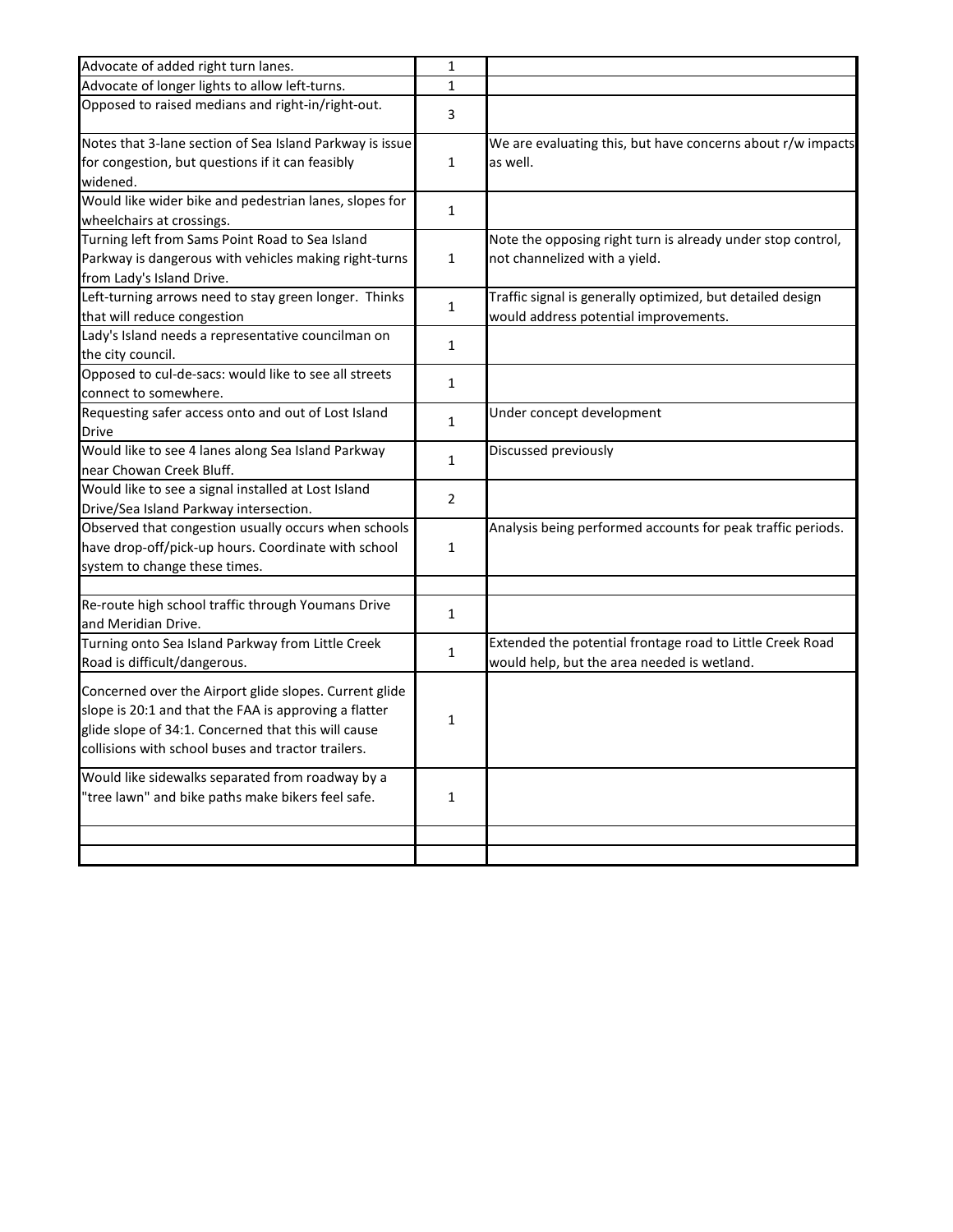| | | |
|---|---|---|
| Advocate of added right turn lanes. | 1 | |
| Advocate of longer lights to allow left-turns. | 1 | |
| Opposed to raised medians and right-in/right-out. | 3 | |
| Notes that 3-lane section of Sea Island Parkway is issue for congestion, but questions if it can feasibly widened. | 1 | We are evaluating this, but have concerns about r/w impacts as well. |
| Would like wider bike and pedestrian lanes, slopes for wheelchairs at crossings. | 1 | |
| Turning left from Sams Point Road to Sea Island Parkway is dangerous with vehicles making right-turns from Lady's Island Drive. | 1 | Note the opposing right turn is already under stop control, not channelized with a yield. |
| Left-turning arrows need to stay green longer. Thinks that will reduce congestion | 1 | Traffic signal is generally optimized, but detailed design would address potential improvements. |
| Lady's Island needs a representative councilman on the city council. | 1 | |
| Opposed to cul-de-sacs: would like to see all streets connect to somewhere. | 1 | |
| Requesting safer access onto and out of Lost Island Drive | 1 | Under concept development |
| Would like to see 4 lanes along Sea Island Parkway near Chowan Creek Bluff. | 1 | Discussed previously |
| Would like to see a signal installed at Lost Island Drive/Sea Island Parkway intersection. | 2 | |
| Observed that congestion usually occurs when schools have drop-off/pick-up hours. Coordinate with school system to change these times. | 1 | Analysis being performed accounts for peak traffic periods. |
| | | |
| Re-route high school traffic through Youmans Drive and Meridian Drive. | 1 | |
| Turning onto Sea Island Parkway from Little Creek Road is difficult/dangerous. | 1 | Extended the potential frontage road to Little Creek Road would help, but the area needed is wetland. |
| Concerned over the Airport glide slopes. Current glide slope is 20:1 and that the FAA is approving a flatter glide slope of 34:1. Concerned that this will cause collisions with school buses and tractor trailers. | 1 | |
| Would like sidewalks separated from roadway by a "tree lawn" and bike paths make bikers feel safe. | 1 | |
| | | |
| | | |